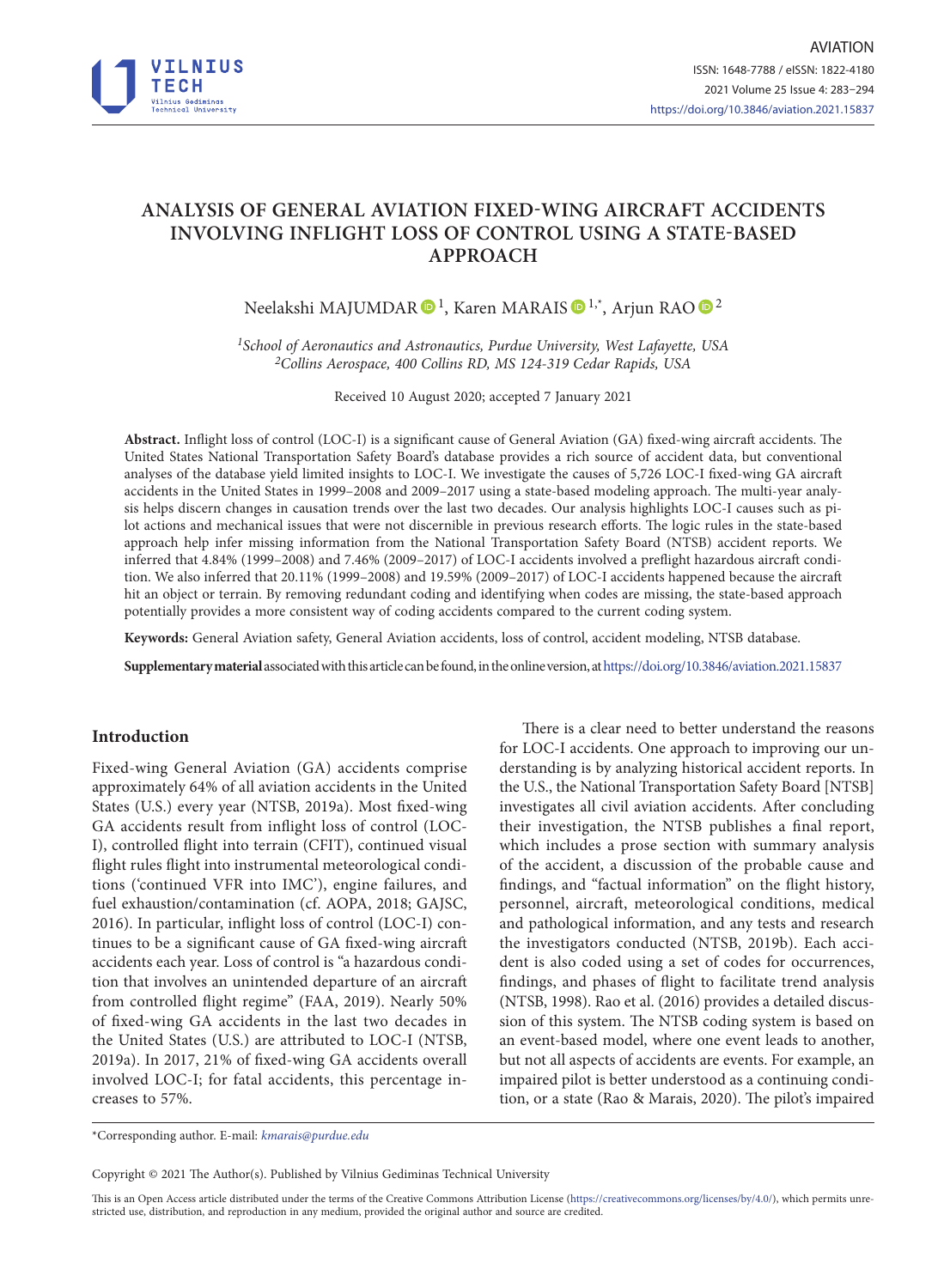# ANALYSIS OF GENERAL AVIATION FIXED-WING AIRCRAFT ACCIDENTS INVOLVING INFLIGHT LOSS OF CONTROL USING A STATE-BASED APPROACH

Neelakshi MAJUMDAR [1], Karen MARAIS [1,*], Arjun RAO [2]

[1] *School of Aeronautics and Astronautics, Purdue University, West Lafayette, USA*
[2] *Collins Aerospace, 400 Collins RD, MS 124-319 Cedar Rapids, USA*

Received 10 August 2020; accepted 7 January 2021

**Abstract.** Inflight loss of control (LOC-I) is a significant cause of General Aviation (GA) fixed-wing aircraft accidents. The United States National Transportation Safety Board's database provides a rich source of accident data, but conventional analyses of the database yield limited insights to LOC-I. We investigate the causes of 5,726 LOC-I fixed-wing GA aircraft accidents in the United States in 1999–2008 and 2009–2017 using a state-based modeling approach. The multi-year analysis helps discern changes in causation trends over the last two decades. Our analysis highlights LOC-I causes such as pilot actions and mechanical issues that were not discernible in previous research efforts. The logic rules in the state-based approach help infer missing information from the National Transportation Safety Board (NTSB) accident reports. We inferred that 4.84% (1999–2008) and 7.46% (2009–2017) of LOC-I accidents involved a preflight hazardous aircraft condition. We also inferred that 20.11% (1999–2008) and 19.59% (2009–2017) of LOC-I accidents happened because the aircraft hit an object or terrain. By removing redundant coding and identifying when codes are missing, the state-based approach potentially provides a more consistent way of coding accidents compared to the current coding system.

**Keywords:** General Aviation safety, General Aviation accidents, loss of control, accident modeling, NTSB database.

**Supplementary material** associated with this article can be found, in the online version, at https://doi.org/10.3846/aviation.2021.15837

## Introduction

Fixed-wing General Aviation (GA) accidents comprise approximately 64% of all aviation accidents in the United States (U.S.) every year (NTSB, 2019a). Most fixed-wing GA accidents result from inflight loss of control (LOC-I), controlled flight into terrain (CFIT), continued visual flight rules flight into instrumental meteorological conditions ('continued VFR into IMC'), engine failures, and fuel exhaustion/contamination (cf. AOPA, 2018; GAJSC, 2016). In particular, inflight loss of control (LOC-I) continues to be a significant cause of GA fixed-wing aircraft accidents each year. Loss of control is "a hazardous condition that involves an unintended departure of an aircraft from controlled flight regime" (FAA, 2019). Nearly 50% of fixed-wing GA accidents in the last two decades in the United States (U.S.) are attributed to LOC-I (NTSB, 2019a). In 2017, 21% of fixed-wing GA accidents overall involved LOC-I; for fatal accidents, this percentage increases to 57%.

There is a clear need to better understand the reasons for LOC-I accidents. One approach to improving our understanding is by analyzing historical accident reports. In the U.S., the National Transportation Safety Board [NTSB] investigates all civil aviation accidents. After concluding their investigation, the NTSB publishes a final report, which includes a prose section with summary analysis of the accident, a discussion of the probable cause and findings, and "factual information" on the flight history, personnel, aircraft, meteorological conditions, medical and pathological information, and any tests and research the investigators conducted (NTSB, 2019b). Each accident is also coded using a set of codes for occurrences, findings, and phases of flight to facilitate trend analysis (NTSB, 1998). Rao et al. (2016) provides a detailed discussion of this system. The NTSB coding system is based on an event-based model, where one event leads to another, but not all aspects of accidents are events. For example, an impaired pilot is better understood as a continuing condition, or a state (Rao & Marais, 2020). The pilot's impaired

*Corresponding author. E-mail: *kmarais@purdue.edu*

Copyright © 2021 The Author(s). Published by Vilnius Gediminas Technical University

This is an Open Access article distributed under the terms of the Creative Commons Attribution License (https://creativecommons.org/licenses/by/4.0/), which permits unrestricted use, distribution, and reproduction in any medium, provided the original author and source are credited.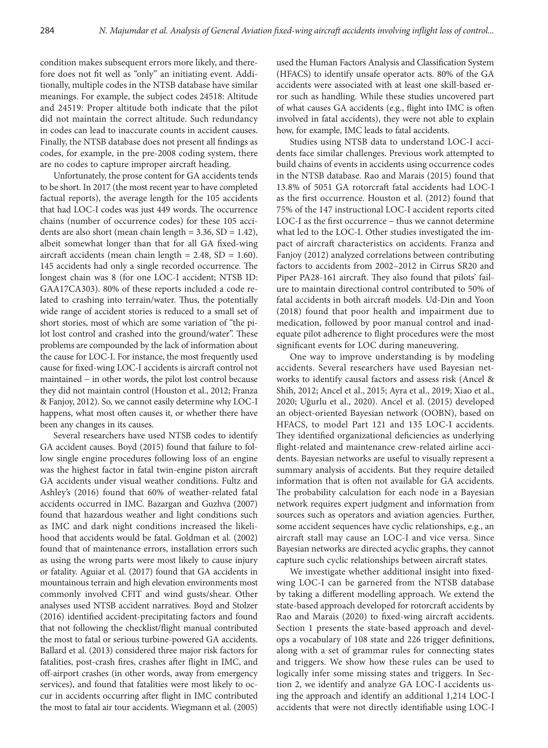condition makes subsequent errors more likely, and therefore does not fit well as "only" an initiating event. Additionally, multiple codes in the NTSB database have similar meanings. For example, the subject codes 24518: Altitude and 24519: Proper altitude both indicate that the pilot did not maintain the correct altitude. Such redundancy in codes can lead to inaccurate counts in accident causes. Finally, the NTSB database does not present all findings as codes, for example, in the pre-2008 coding system, there are no codes to capture improper aircraft heading.

Unfortunately, the prose content for GA accidents tends to be short. In 2017 (the most recent year to have completed factual reports), the average length for the 105 accidents that had LOC-I codes was just 449 words. The occurrence chains (number of occurrence codes) for these 105 accidents are also short (mean chain length = 3.36, SD = 1.42), albeit somewhat longer than that for all GA fixed-wing aircraft accidents (mean chain length = 2.48, SD = 1.60). 145 accidents had only a single recorded occurrence. The longest chain was 8 (for one LOC-I accident; NTSB ID: GAA17CA303). 80% of these reports included a code related to crashing into terrain/water. Thus, the potentially wide range of accident stories is reduced to a small set of short stories, most of which are some variation of "the pilot lost control and crashed into the ground/water". These problems are compounded by the lack of information about the cause for LOC-I. For instance, the most frequently used cause for fixed-wing LOC-I accidents is aircraft control not maintained – in other words, the pilot lost control because they did not maintain control (Houston et al., 2012; Franza & Fanjoy, 2012). So, we cannot easily determine why LOC-I happens, what most often causes it, or whether there have been any changes in its causes.

Several researchers have used NTSB codes to identify GA accident causes. Boyd (2015) found that failure to follow single engine procedures following loss of an engine was the highest factor in fatal twin-engine piston aircraft GA accidents under visual weather conditions. Fultz and Ashley's (2016) found that 60% of weather-related fatal accidents occurred in IMC. Bazargan and Guzhva (2007) found that hazardous weather and light conditions such as IMC and dark night conditions increased the likelihood that accidents would be fatal. Goldman et al. (2002) found that of maintenance errors, installation errors such as using the wrong parts were most likely to cause injury or fatality. Aguiar et al. (2017) found that GA accidents in mountainous terrain and high elevation environments most commonly involved CFIT and wind gusts/shear. Other analyses used NTSB accident narratives. Boyd and Stolzer (2016) identified accident-precipitating factors and found that not following the checklist/flight manual contributed the most to fatal or serious turbine-powered GA accidents. Ballard et al. (2013) considered three major risk factors for fatalities, post-crash fires, crashes after flight in IMC, and off-airport crashes (in other words, away from emergency services), and found that fatalities were most likely to occur in accidents occurring after flight in IMC contributed the most to fatal air tour accidents. Wiegmann et al. (2005) used the Human Factors Analysis and Classification System (HFACS) to identify unsafe operator acts. 80% of the GA accidents were associated with at least one skill-based error such as handling. While these studies uncovered part of what causes GA accidents (e.g., flight into IMC is often involved in fatal accidents), they were not able to explain how, for example, IMC leads to fatal accidents.

Studies using NTSB data to understand LOC-I accidents face similar challenges. Previous work attempted to build chains of events in accidents using occurrence codes in the NTSB database. Rao and Marais (2015) found that 13.8% of 5051 GA rotorcraft fatal accidents had LOC-I as the first occurrence. Houston et al. (2012) found that 75% of the 147 instructional LOC-I accident reports cited LOC-I as the first occurrence – thus we cannot determine what led to the LOC-I. Other studies investigated the impact of aircraft characteristics on accidents. Franza and Fanjoy (2012) analyzed correlations between contributing factors to accidents from 2002–2012 in Cirrus SR20 and Piper PA28-161 aircraft. They also found that pilots' failure to maintain directional control contributed to 50% of fatal accidents in both aircraft models. Ud-Din and Yoon (2018) found that poor health and impairment due to medication, followed by poor manual control and inadequate pilot adherence to flight procedures were the most significant events for LOC during maneuvering.

One way to improve understanding is by modeling accidents. Several researchers have used Bayesian networks to identify causal factors and assess risk (Ancel & Shih, 2012; Ancel et al., 2015; Ayra et al., 2019; Xiao et al., 2020; Uğurlu et al., 2020). Ancel et al. (2015) developed an object-oriented Bayesian network (OOBN), based on HFACS, to model Part 121 and 135 LOC-I accidents. They identified organizational deficiencies as underlying flight-related and maintenance crew-related airline accidents. Bayesian networks are useful to visually represent a summary analysis of accidents. But they require detailed information that is often not available for GA accidents. The probability calculation for each node in a Bayesian network requires expert judgment and information from sources such as operators and aviation agencies. Further, some accident sequences have cyclic relationships, e.g., an aircraft stall may cause an LOC-I and vice versa. Since Bayesian networks are directed acyclic graphs, they cannot capture such cyclic relationships between aircraft states.

We investigate whether additional insight into fixed-wing LOC-I can be garnered from the NTSB database by taking a different modelling approach. We extend the state-based approach developed for rotorcraft accidents by Rao and Marais (2020) to fixed-wing aircraft accidents. Section 1 presents the state-based approach and develops a vocabulary of 108 state and 226 trigger definitions, along with a set of grammar rules for connecting states and triggers. We show how these rules can be used to logically infer some missing states and triggers. In Section 2, we identify and analyze GA LOC-I accidents using the approach and identify an additional 1,214 LOC-I accidents that were not directly identifiable using LOC-I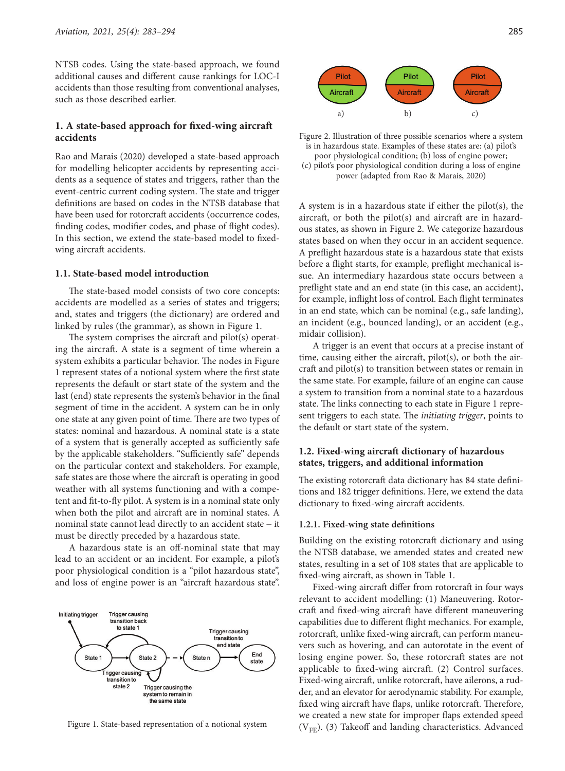NTSB codes. Using the state-based approach, we found additional causes and different cause rankings for LOC-I accidents than those resulting from conventional analyses, such as those described earlier.

## 1. A state-based approach for fixed-wing aircraft accidents

Rao and Marais (2020) developed a state-based approach for modelling helicopter accidents by representing accidents as a sequence of states and triggers, rather than the event-centric current coding system. The state and trigger definitions are based on codes in the NTSB database that have been used for rotorcraft accidents (occurrence codes, finding codes, modifier codes, and phase of flight codes). In this section, we extend the state-based model to fixed-wing aircraft accidents.

### 1.1. State-based model introduction

The state-based model consists of two core concepts: accidents are modelled as a series of states and triggers; and, states and triggers (the dictionary) are ordered and linked by rules (the grammar), as shown in Figure 1.

The system comprises the aircraft and pilot(s) operating the aircraft. A state is a segment of time wherein a system exhibits a particular behavior. The nodes in Figure 1 represent states of a notional system where the first state represents the default or start state of the system and the last (end) state represents the system's behavior in the final segment of time in the accident. A system can be in only one state at any given point of time. There are two types of states: nominal and hazardous. A nominal state is a state of a system that is generally accepted as sufficiently safe by the applicable stakeholders. "Sufficiently safe" depends on the particular context and stakeholders. For example, safe states are those where the aircraft is operating in good weather with all systems functioning and with a competent and fit-to-fly pilot. A system is in a nominal state only when both the pilot and aircraft are in nominal states. A nominal state cannot lead directly to an accident state – it must be directly preceded by a hazardous state.

A hazardous state is an off-nominal state that may lead to an accident or an incident. For example, a pilot's poor physiological condition is a "pilot hazardous state", and loss of engine power is an "aircraft hazardous state".

Figure 1. State-based representation of a notional system

Figure 2. Illustration of three possible scenarios where a system is in hazardous state. Examples of these states are: (a) pilot's poor physiological condition; (b) loss of engine power; (c) pilot's poor physiological condition during a loss of engine power (adapted from Rao & Marais, 2020)

A system is in a hazardous state if either the pilot(s), the aircraft, or both the pilot(s) and aircraft are in hazardous states, as shown in Figure 2. We categorize hazardous states based on when they occur in an accident sequence. A preflight hazardous state is a hazardous state that exists before a flight starts, for example, preflight mechanical issue. An intermediary hazardous state occurs between a preflight state and an end state (in this case, an accident), for example, inflight loss of control. Each flight terminates in an end state, which can be nominal (e.g., safe landing), an incident (e.g., bounced landing), or an accident (e.g., midair collision).

A trigger is an event that occurs at a precise instant of time, causing either the aircraft, pilot(s), or both the aircraft and pilot(s) to transition between states or remain in the same state. For example, failure of an engine can cause a system to transition from a nominal state to a hazardous state. The links connecting to each state in Figure 1 represent triggers to each state. The *initiating trigger*, points to the default or start state of the system.

### 1.2. Fixed-wing aircraft dictionary of hazardous states, triggers, and additional information

The existing rotorcraft data dictionary has 84 state definitions and 182 trigger definitions. Here, we extend the data dictionary to fixed-wing aircraft accidents.

#### 1.2.1. Fixed-wing state definitions

Building on the existing rotorcraft dictionary and using the NTSB database, we amended states and created new states, resulting in a set of 108 states that are applicable to fixed-wing aircraft, as shown in Table 1.

Fixed-wing aircraft differ from rotorcraft in four ways relevant to accident modelling: (1) Maneuvering. Rotorcraft and fixed-wing aircraft have different maneuvering capabilities due to different flight mechanics. For example, rotorcraft, unlike fixed-wing aircraft, can perform maneuvers such as hovering, and can autorotate in the event of losing engine power. So, these rotorcraft states are not applicable to fixed-wing aircraft. (2) Control surfaces. Fixed-wing aircraft, unlike rotorcraft, have ailerons, a rudder, and an elevator for aerodynamic stability. For example, fixed wing aircraft have flaps, unlike rotorcraft. Therefore, we created a new state for improper flaps extended speed ($V_{FE}$). (3) Takeoff and landing characteristics. Advanced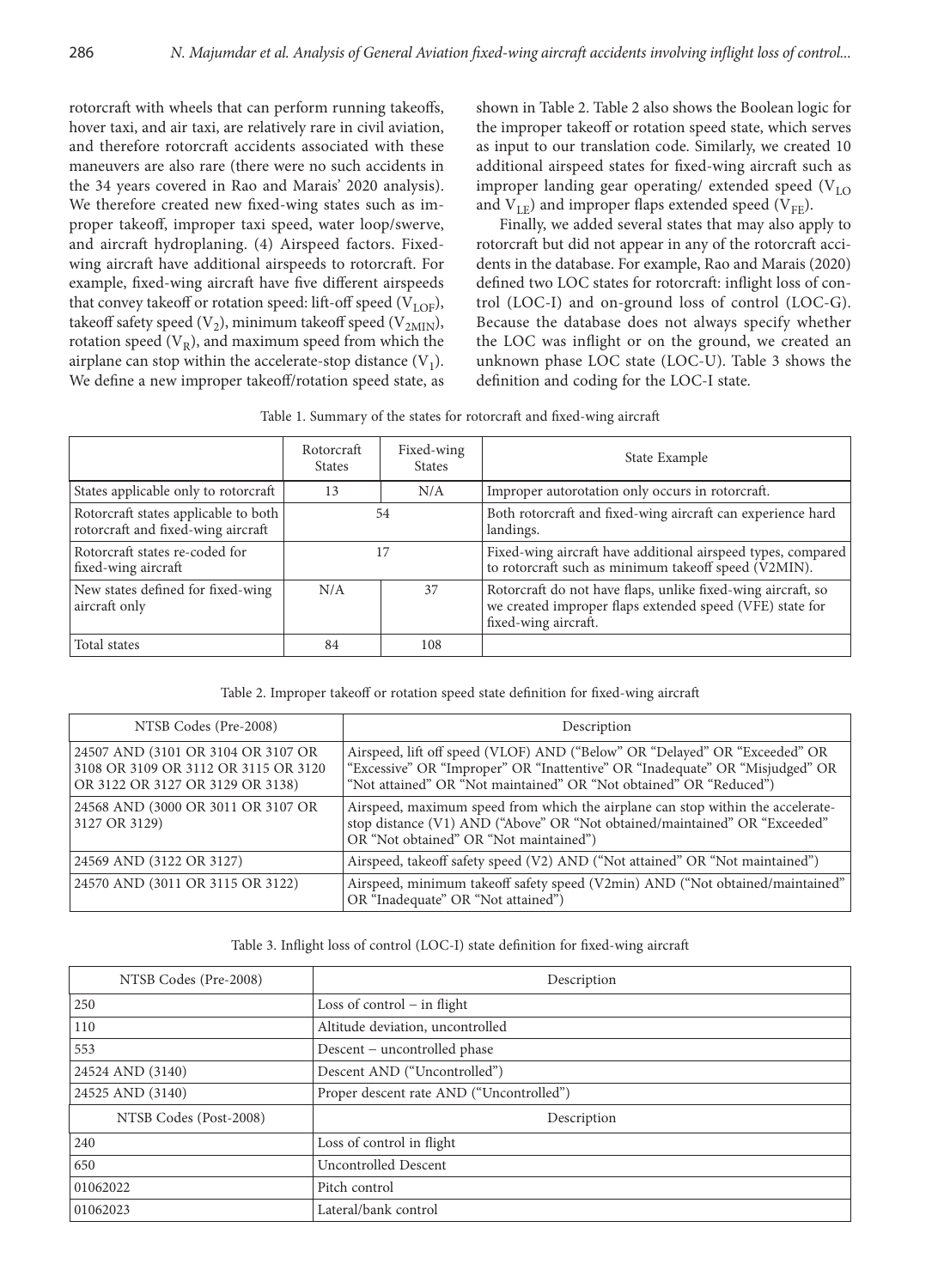rotorcraft with wheels that can perform running takeoffs, hover taxi, and air taxi, are relatively rare in civil aviation, and therefore rotorcraft accidents associated with these maneuvers are also rare (there were no such accidents in the 34 years covered in Rao and Marais' 2020 analysis). We therefore created new fixed-wing states such as improper takeoff, improper taxi speed, water loop/swerve, and aircraft hydroplaning. (4) Airspeed factors. Fixed-wing aircraft have additional airspeeds to rotorcraft. For example, fixed-wing aircraft have five different airspeeds that convey takeoff or rotation speed: lift-off speed ($V_{LOF}$), takeoff safety speed ($V_2$), minimum takeoff speed ($V_{2MIN}$), rotation speed ($V_R$), and maximum speed from which the airplane can stop within the accelerate-stop distance ($V_1$). We define a new improper takeoff/rotation speed state, as shown in Table 2. Table 2 also shows the Boolean logic for the improper takeoff or rotation speed state, which serves as input to our translation code. Similarly, we created 10 additional airspeed states for fixed-wing aircraft such as improper landing gear operating/ extended speed ($V_{LO}$ and $V_{LE}$) and improper flaps extended speed ($V_{FE}$).

Finally, we added several states that may also apply to rotorcraft but did not appear in any of the rotorcraft accidents in the database. For example, Rao and Marais (2020) defined two LOC states for rotorcraft: inflight loss of control (LOC-I) and on-ground loss of control (LOC-G). Because the database does not always specify whether the LOC was inflight or on the ground, we created an unknown phase LOC state (LOC-U). Table 3 shows the definition and coding for the LOC-I state.

Table 1. Summary of the states for rotorcraft and fixed-wing aircraft

| | Rotorcraft States | Fixed-wing States | State Example |
|---|---|---|---|
| States applicable only to rotorcraft | 13 | N/A | Improper autorotation only occurs in rotorcraft. |
| Rotorcraft states applicable to both rotorcraft and fixed-wing aircraft | 54 | | Both rotorcraft and fixed-wing aircraft can experience hard landings. |
| Rotorcraft states re-coded for fixed-wing aircraft | 17 | | Fixed-wing aircraft have additional airspeed types, compared to rotorcraft such as minimum takeoff speed (V2MIN). |
| New states defined for fixed-wing aircraft only | N/A | 37 | Rotorcraft do not have flaps, unlike fixed-wing aircraft, so we created improper flaps extended speed (VFE) state for fixed-wing aircraft. |
| Total states | 84 | 108 | |

Table 2. Improper takeoff or rotation speed state definition for fixed-wing aircraft

| NTSB Codes (Pre-2008) | Description |
|---|---|
| 24507 AND (3101 OR 3104 OR 3107 OR 3108 OR 3109 OR 3112 OR 3115 OR 3120 OR 3122 OR 3127 OR 3129 OR 3138) | Airspeed, lift off speed (VLOF) AND ("Below" OR "Delayed" OR "Exceeded" OR "Excessive" OR "Improper" OR "Inattentive" OR "Inadequate" OR "Misjudged" OR "Not attained" OR "Not maintained" OR "Not obtained" OR "Reduced") |
| 24568 AND (3000 OR 3011 OR 3107 OR 3127 OR 3129) | Airspeed, maximum speed from which the airplane can stop within the accelerate-stop distance (V1) AND ("Above" OR "Not obtained/maintained" OR "Exceeded" OR "Not obtained" OR "Not maintained") |
| 24569 AND (3122 OR 3127) | Airspeed, takeoff safety speed (V2) AND ("Not attained" OR "Not maintained") |
| 24570 AND (3011 OR 3115 OR 3122) | Airspeed, minimum takeoff safety speed (V2min) AND ("Not obtained/maintained" OR "Inadequate" OR "Not attained") |

Table 3. Inflight loss of control (LOC-I) state definition for fixed-wing aircraft

| NTSB Codes (Pre-2008) | Description |
|---|---|
| 250 | Loss of control – in flight |
| 110 | Altitude deviation, uncontrolled |
| 553 | Descent – uncontrolled phase |
| 24524 AND (3140) | Descent AND ("Uncontrolled") |
| 24525 AND (3140) | Proper descent rate AND ("Uncontrolled") |
| **NTSB Codes (Post-2008)** | **Description** |
| 240 | Loss of control in flight |
| 650 | Uncontrolled Descent |
| 01062022 | Pitch control |
| 01062023 | Lateral/bank control |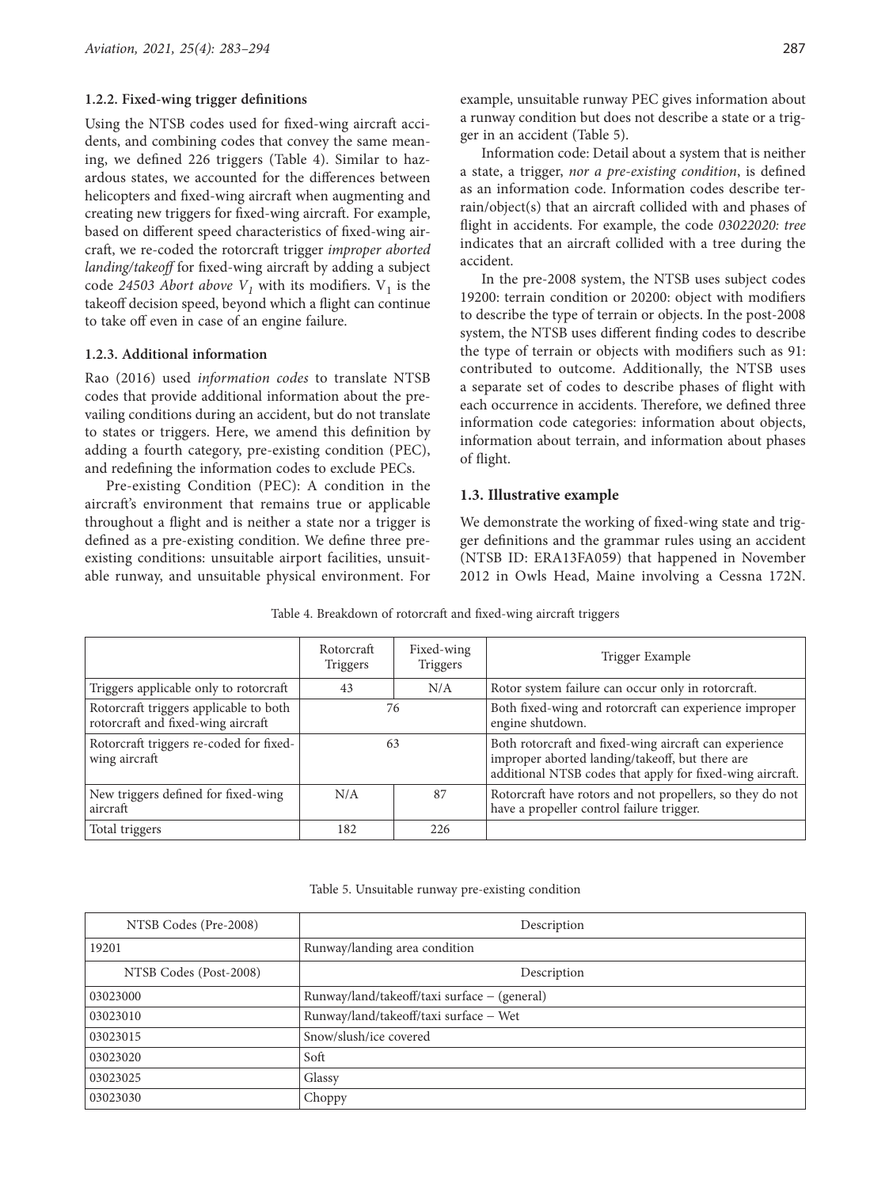### 1.2.2. Fixed-wing trigger definitions

Using the NTSB codes used for fixed-wing aircraft accidents, and combining codes that convey the same meaning, we defined 226 triggers (Table 4). Similar to hazardous states, we accounted for the differences between helicopters and fixed-wing aircraft when augmenting and creating new triggers for fixed-wing aircraft. For example, based on different speed characteristics of fixed-wing aircraft, we re-coded the rotorcraft trigger *improper aborted landing/takeoff* for fixed-wing aircraft by adding a subject code *24503 Abort above $V_1$* with its modifiers. $V_1$ is the takeoff decision speed, beyond which a flight can continue to take off even in case of an engine failure.

### 1.2.3. Additional information

Rao (2016) used *information codes* to translate NTSB codes that provide additional information about the prevailing conditions during an accident, but do not translate to states or triggers. Here, we amend this definition by adding a fourth category, pre-existing condition (PEC), and redefining the information codes to exclude PECs.

Pre-existing Condition (PEC): A condition in the aircraft's environment that remains true or applicable throughout a flight and is neither a state nor a trigger is defined as a pre-existing condition. We define three pre-existing conditions: unsuitable airport facilities, unsuitable runway, and unsuitable physical environment. For example, unsuitable runway PEC gives information about a runway condition but does not describe a state or a trigger in an accident (Table 5).

Information code: Detail about a system that is neither a state, a trigger, *nor a pre-existing condition*, is defined as an information code. Information codes describe terrain/object(s) that an aircraft collided with and phases of flight in accidents. For example, the code *03022020: tree* indicates that an aircraft collided with a tree during the accident.

In the pre-2008 system, the NTSB uses subject codes 19200: terrain condition or 20200: object with modifiers to describe the type of terrain or objects. In the post-2008 system, the NTSB uses different finding codes to describe the type of terrain or objects with modifiers such as 91: contributed to outcome. Additionally, the NTSB uses a separate set of codes to describe phases of flight with each occurrence in accidents. Therefore, we defined three information code categories: information about objects, information about terrain, and information about phases of flight.

## 1.3. Illustrative example

We demonstrate the working of fixed-wing state and trigger definitions and the grammar rules using an accident (NTSB ID: ERA13FA059) that happened in November 2012 in Owls Head, Maine involving a Cessna 172N.

Table 4. Breakdown of rotorcraft and fixed-wing aircraft triggers

| | Rotorcraft Triggers | Fixed-wing Triggers | Trigger Example |
|---|---|---|---|
| Triggers applicable only to rotorcraft | 43 | N/A | Rotor system failure can occur only in rotorcraft. |
| Rotorcraft triggers applicable to both rotorcraft and fixed-wing aircraft | 76 | | Both fixed-wing and rotorcraft can experience improper engine shutdown. |
| Rotorcraft triggers re-coded for fixed-wing aircraft | 63 | | Both rotorcraft and fixed-wing aircraft can experience improper aborted landing/takeoff, but there are additional NTSB codes that apply for fixed-wing aircraft. |
| New triggers defined for fixed-wing aircraft | N/A | 87 | Rotorcraft have rotors and not propellers, so they do not have a propeller control failure trigger. |
| Total triggers | 182 | 226 | |

Table 5. Unsuitable runway pre-existing condition

| NTSB Codes (Pre-2008) | Description |
|---|---|
| 19201 | Runway/landing area condition |
| **NTSB Codes (Post-2008)** | **Description** |
| 03023000 | Runway/land/takeoff/taxi surface – (general) |
| 03023010 | Runway/land/takeoff/taxi surface – Wet |
| 03023015 | Snow/slush/ice covered |
| 03023020 | Soft |
| 03023025 | Glassy |
| 03023030 | Choppy |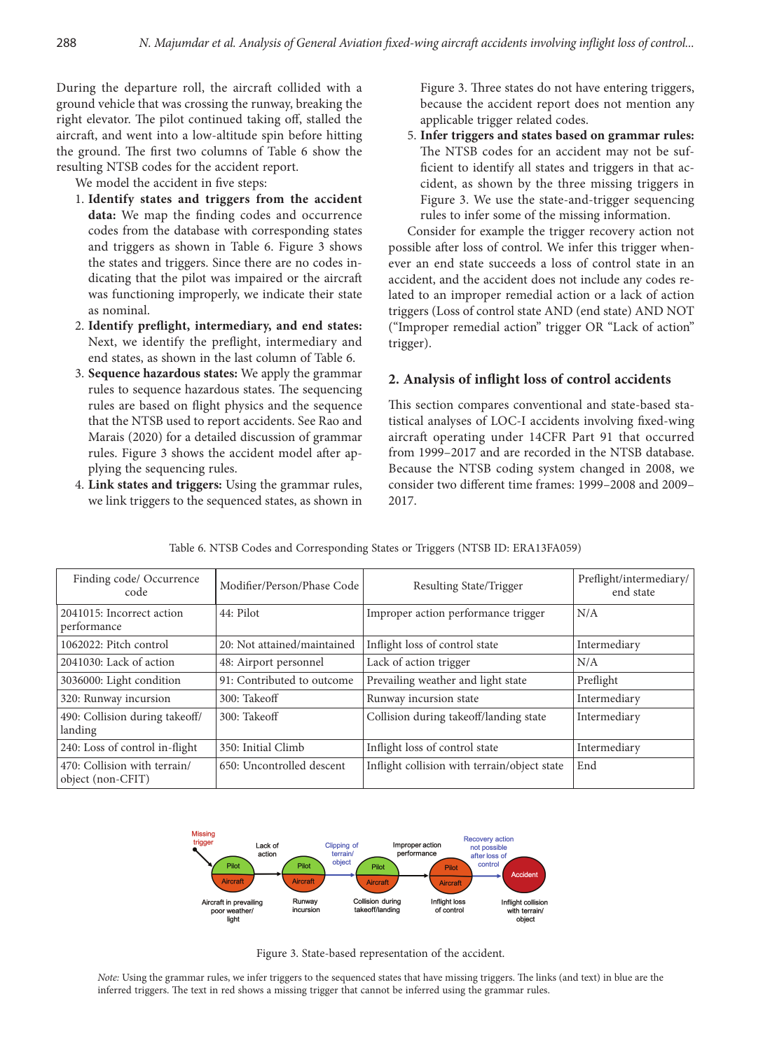During the departure roll, the aircraft collided with a ground vehicle that was crossing the runway, breaking the right elevator. The pilot continued taking off, stalled the aircraft, and went into a low-altitude spin before hitting the ground. The first two columns of Table 6 show the resulting NTSB codes for the accident report.

We model the accident in five steps:

1. **Identify states and triggers from the accident data:** We map the finding codes and occurrence codes from the database with corresponding states and triggers as shown in Table 6. Figure 3 shows the states and triggers. Since there are no codes indicating that the pilot was impaired or the aircraft was functioning improperly, we indicate their state as nominal.
2. **Identify preflight, intermediary, and end states:** Next, we identify the preflight, intermediary and end states, as shown in the last column of Table 6.
3. **Sequence hazardous states:** We apply the grammar rules to sequence hazardous states. The sequencing rules are based on flight physics and the sequence that the NTSB used to report accidents. See Rao and Marais (2020) for a detailed discussion of grammar rules. Figure 3 shows the accident model after applying the sequencing rules.
4. **Link states and triggers:** Using the grammar rules, we link triggers to the sequenced states, as shown in Figure 3. Three states do not have entering triggers, because the accident report does not mention any applicable trigger related codes.
5. **Infer triggers and states based on grammar rules:** The NTSB codes for an accident may not be sufficient to identify all states and triggers in that accident, as shown by the three missing triggers in Figure 3. We use the state-and-trigger sequencing rules to infer some of the missing information.

Consider for example the trigger recovery action not possible after loss of control. We infer this trigger whenever an end state succeeds a loss of control state in an accident, and the accident does not include any codes related to an improper remedial action or a lack of action triggers (Loss of control state AND (end state) AND NOT ("Improper remedial action" trigger OR "Lack of action" trigger).

## 2. Analysis of inflight loss of control accidents

This section compares conventional and state-based statistical analyses of LOC-I accidents involving fixed-wing aircraft operating under 14CFR Part 91 that occurred from 1999–2017 and are recorded in the NTSB database. Because the NTSB coding system changed in 2008, we consider two different time frames: 1999–2008 and 2009–2017.

Table 6. NTSB Codes and Corresponding States or Triggers (NTSB ID: ERA13FA059)

| Finding code/ Occurrence code | Modifier/Person/Phase Code | Resulting State/Trigger | Preflight/intermediary/ end state |
|---|---|---|---|
| 2041015: Incorrect action performance | 44: Pilot | Improper action performance trigger | N/A |
| 1062022: Pitch control | 20: Not attained/maintained | Inflight loss of control state | Intermediary |
| 2041030: Lack of action | 48: Airport personnel | Lack of action trigger | N/A |
| 3036000: Light condition | 91: Contributed to outcome | Prevailing weather and light state | Preflight |
| 320: Runway incursion | 300: Takeoff | Runway incursion state | Intermediary |
| 490: Collision during takeoff/ landing | 300: Takeoff | Collision during takeoff/landing state | Intermediary |
| 240: Loss of control in-flight | 350: Initial Climb | Inflight loss of control state | Intermediary |
| 470: Collision with terrain/ object (non-CFIT) | 650: Uncontrolled descent | Inflight collision with terrain/object state | End |

Figure 3. State-based representation of the accident.

*Note:* Using the grammar rules, we infer triggers to the sequenced states that have missing triggers. The links (and text) in blue are the inferred triggers. The text in red shows a missing trigger that cannot be inferred using the grammar rules.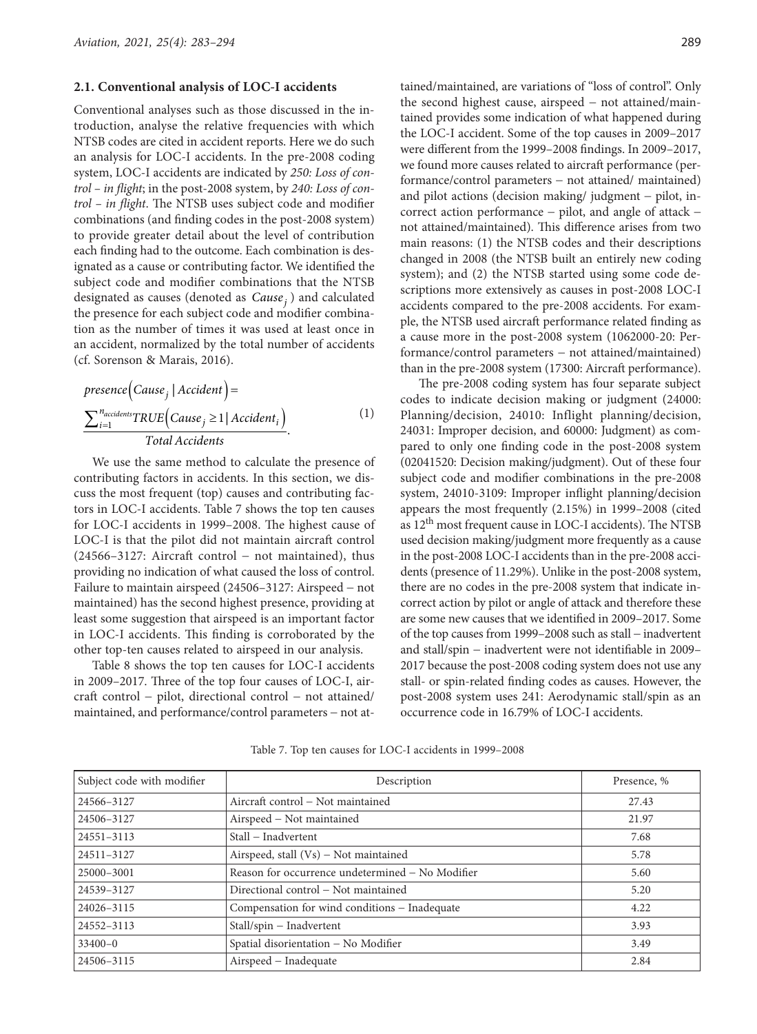### 2.1. Conventional analysis of LOC-I accidents

Conventional analyses such as those discussed in the introduction, analyse the relative frequencies with which NTSB codes are cited in accident reports. Here we do such an analysis for LOC-I accidents. In the pre-2008 coding system, LOC-I accidents are indicated by *250: Loss of control – in flight*; in the post-2008 system, by *240: Loss of control – in flight*. The NTSB uses subject code and modifier combinations (and finding codes in the post-2008 system) to provide greater detail about the level of contribution each finding had to the outcome. Each combination is designated as a cause or contributing factor. We identified the subject code and modifier combinations that the NTSB designated as causes (denoted as $Cause_j$) and calculated the presence for each subject code and modifier combination as the number of times it was used at least once in an accident, normalized by the total number of accidents (cf. Sorenson & Marais, 2016).

$$presence\left(Cause_j \mid Accident\right) = \frac{\sum_{i=1}^{n_{accidents}} TRUE\left(Cause_j \geq 1 \mid Accident_i\right)}{Total\,Accidents}. \tag{1}$$

We use the same method to calculate the presence of contributing factors in accidents. In this section, we discuss the most frequent (top) causes and contributing factors in LOC-I accidents. Table 7 shows the top ten causes for LOC-I accidents in 1999–2008. The highest cause of LOC-I is that the pilot did not maintain aircraft control (24566–3127: Aircraft control – not maintained), thus providing no indication of what caused the loss of control. Failure to maintain airspeed (24506–3127: Airspeed – not maintained) has the second highest presence, providing at least some suggestion that airspeed is an important factor in LOC-I accidents. This finding is corroborated by the other top-ten causes related to airspeed in our analysis.

Table 8 shows the top ten causes for LOC-I accidents in 2009–2017. Three of the top four causes of LOC-I, aircraft control – pilot, directional control – not attained/maintained, and performance/control parameters – not attained/maintained, are variations of "loss of control". Only the second highest cause, airspeed – not attained/maintained provides some indication of what happened during the LOC-I accident. Some of the top causes in 2009–2017 were different from the 1999–2008 findings. In 2009–2017, we found more causes related to aircraft performance (performance/control parameters – not attained/ maintained) and pilot actions (decision making/ judgment – pilot, incorrect action performance – pilot, and angle of attack – not attained/maintained). This difference arises from two main reasons: (1) the NTSB codes and their descriptions changed in 2008 (the NTSB built an entirely new coding system); and (2) the NTSB started using some code descriptions more extensively as causes in post-2008 LOC-I accidents compared to the pre-2008 accidents. For example, the NTSB used aircraft performance related finding as a cause more in the post-2008 system (1062000-20: Performance/control parameters – not attained/maintained) than in the pre-2008 system (17300: Aircraft performance).

The pre-2008 coding system has four separate subject codes to indicate decision making or judgment (24000: Planning/decision, 24010: Inflight planning/decision, 24031: Improper decision, and 60000: Judgment) as compared to only one finding code in the post-2008 system (02041520: Decision making/judgment). Out of these four subject code and modifier combinations in the pre-2008 system, 24010-3109: Improper inflight planning/decision appears the most frequently (2.15%) in 1999–2008 (cited as 12[th] most frequent cause in LOC-I accidents). The NTSB used decision making/judgment more frequently as a cause in the post-2008 LOC-I accidents than in the pre-2008 accidents (presence of 11.29%). Unlike in the post-2008 system, there are no codes in the pre-2008 system that indicate incorrect action by pilot or angle of attack and therefore these are some new causes that we identified in 2009–2017. Some of the top causes from 1999–2008 such as stall – inadvertent and stall/spin – inadvertent were not identifiable in 2009–2017 because the post-2008 coding system does not use any stall- or spin-related finding codes as causes. However, the post-2008 system uses 241: Aerodynamic stall/spin as an occurrence code in 16.79% of LOC-I accidents.

Table 7. Top ten causes for LOC-I accidents in 1999–2008

| Subject code with modifier | Description | Presence, % |
|---|---|---|
| 24566–3127 | Aircraft control – Not maintained | 27.43 |
| 24506–3127 | Airspeed – Not maintained | 21.97 |
| 24551–3113 | Stall – Inadvertent | 7.68 |
| 24511–3127 | Airspeed, stall (Vs) – Not maintained | 5.78 |
| 25000–3001 | Reason for occurrence undetermined – No Modifier | 5.60 |
| 24539–3127 | Directional control – Not maintained | 5.20 |
| 24026–3115 | Compensation for wind conditions – Inadequate | 4.22 |
| 24552–3113 | Stall/spin – Inadvertent | 3.93 |
| 33400–0 | Spatial disorientation – No Modifier | 3.49 |
| 24506–3115 | Airspeed – Inadequate | 2.84 |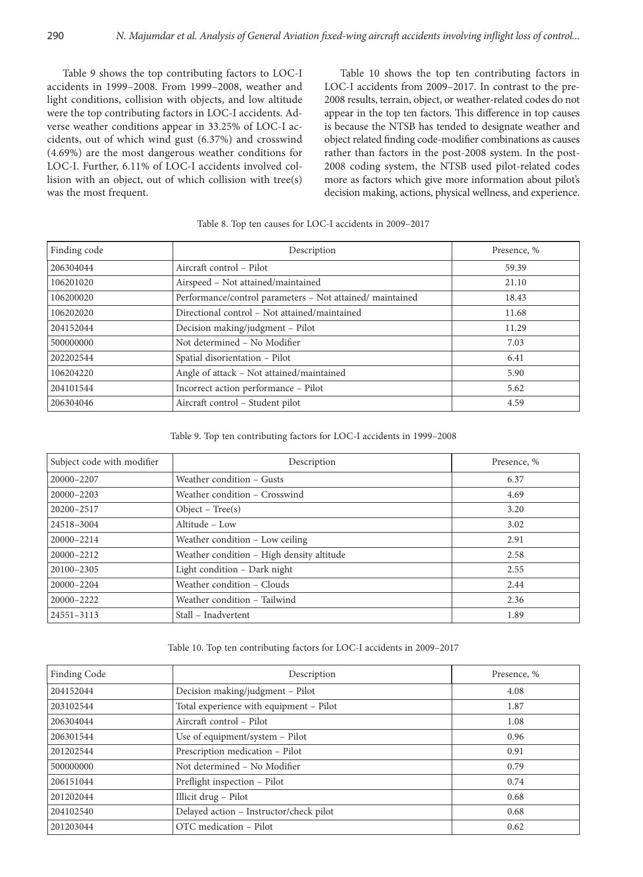Table 9 shows the top contributing factors to LOC-I accidents in 1999–2008. From 1999–2008, weather and light conditions, collision with objects, and low altitude were the top contributing factors in LOC-I accidents. Adverse weather conditions appear in 33.25% of LOC-I accidents, out of which wind gust (6.37%) and crosswind (4.69%) are the most dangerous weather conditions for LOC-I. Further, 6.11% of LOC-I accidents involved collision with an object, out of which collision with tree(s) was the most frequent.

Table 10 shows the top ten contributing factors in LOC-I accidents from 2009–2017. In contrast to the pre-2008 results, terrain, object, or weather-related codes do not appear in the top ten factors. This difference in top causes is because the NTSB has tended to designate weather and object related finding code-modifier combinations as causes rather than factors in the post-2008 system. In the post-2008 coding system, the NTSB used pilot-related codes more as factors which give more information about pilot's decision making, actions, physical wellness, and experience.

Table 8. Top ten causes for LOC-I accidents in 2009–2017

| Finding code | Description | Presence, % |
|---|---|---|
| 206304044 | Aircraft control – Pilot | 59.39 |
| 106201020 | Airspeed – Not attained/maintained | 21.10 |
| 106200020 | Performance/control parameters – Not attained/ maintained | 18.43 |
| 106202020 | Directional control – Not attained/maintained | 11.68 |
| 204152044 | Decision making/judgment – Pilot | 11.29 |
| 500000000 | Not determined – No Modifier | 7.03 |
| 202202544 | Spatial disorientation – Pilot | 6.41 |
| 106204220 | Angle of attack – Not attained/maintained | 5.90 |
| 204101544 | Incorrect action performance – Pilot | 5.62 |
| 206304046 | Aircraft control – Student pilot | 4.59 |

Table 9. Top ten contributing factors for LOC-I accidents in 1999–2008

| Subject code with modifier | Description | Presence, % |
|---|---|---|
| 20000–2207 | Weather condition – Gusts | 6.37 |
| 20000–2203 | Weather condition – Crosswind | 4.69 |
| 20200–2517 | Object – Tree(s) | 3.20 |
| 24518–3004 | Altitude – Low | 3.02 |
| 20000–2214 | Weather condition – Low ceiling | 2.91 |
| 20000–2212 | Weather condition – High density altitude | 2.58 |
| 20100–2305 | Light condition – Dark night | 2.55 |
| 20000–2204 | Weather condition – Clouds | 2.44 |
| 20000–2222 | Weather condition – Tailwind | 2.36 |
| 24551–3113 | Stall – Inadvertent | 1.89 |

Table 10. Top ten contributing factors for LOC-I accidents in 2009–2017

| Finding Code | Description | Presence, % |
|---|---|---|
| 204152044 | Decision making/judgment – Pilot | 4.08 |
| 203102544 | Total experience with equipment – Pilot | 1.87 |
| 206304044 | Aircraft control – Pilot | 1.08 |
| 206301544 | Use of equipment/system – Pilot | 0.96 |
| 201202544 | Prescription medication – Pilot | 0.91 |
| 500000000 | Not determined – No Modifier | 0.79 |
| 206151044 | Preflight inspection – Pilot | 0.74 |
| 201202044 | Illicit drug – Pilot | 0.68 |
| 204102540 | Delayed action – Instructor/check pilot | 0.68 |
| 201203044 | OTC medication – Pilot | 0.62 |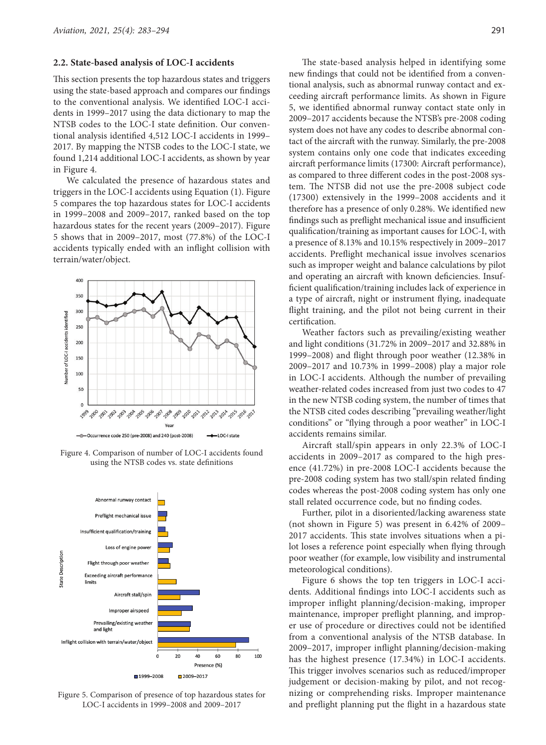### 2.2. State-based analysis of LOC-I accidents

This section presents the top hazardous states and triggers using the state-based approach and compares our findings to the conventional analysis. We identified LOC-I accidents in 1999–2017 using the data dictionary to map the NTSB codes to the LOC-I state definition. Our conventional analysis identified 4,512 LOC-I accidents in 1999–2017. By mapping the NTSB codes to the LOC-I state, we found 1,214 additional LOC-I accidents, as shown by year in Figure 4.

We calculated the presence of hazardous states and triggers in the LOC-I accidents using Equation (1). Figure 5 compares the top hazardous states for LOC-I accidents in 1999–2008 and 2009–2017, ranked based on the top hazardous states for the recent years (2009–2017). Figure 5 shows that in 2009–2017, most (77.8%) of the LOC-I accidents typically ended with an inflight collision with terrain/water/object.

Figure 4. Comparison of number of LOC-I accidents found using the NTSB codes vs. state definitions

Figure 5. Comparison of presence of top hazardous states for LOC-I accidents in 1999–2008 and 2009–2017

The state-based analysis helped in identifying some new findings that could not be identified from a conventional analysis, such as abnormal runway contact and exceeding aircraft performance limits. As shown in Figure 5, we identified abnormal runway contact state only in 2009–2017 accidents because the NTSB's pre-2008 coding system does not have any codes to describe abnormal contact of the aircraft with the runway. Similarly, the pre-2008 system contains only one code that indicates exceeding aircraft performance limits (17300: Aircraft performance), as compared to three different codes in the post-2008 system. The NTSB did not use the pre-2008 subject code (17300) extensively in the 1999–2008 accidents and it therefore has a presence of only 0.28%. We identified new findings such as preflight mechanical issue and insufficient qualification/training as important causes for LOC-I, with a presence of 8.13% and 10.15% respectively in 2009–2017 accidents. Preflight mechanical issue involves scenarios such as improper weight and balance calculations by pilot and operating an aircraft with known deficiencies. Insufficient qualification/training includes lack of experience in a type of aircraft, night or instrument flying, inadequate flight training, and the pilot not being current in their certification.

Weather factors such as prevailing/existing weather and light conditions (31.72% in 2009–2017 and 32.88% in 1999–2008) and flight through poor weather (12.38% in 2009–2017 and 10.73% in 1999–2008) play a major role in LOC-I accidents. Although the number of prevailing weather-related codes increased from just two codes to 47 in the new NTSB coding system, the number of times that the NTSB cited codes describing "prevailing weather/light conditions" or "flying through a poor weather" in LOC-I accidents remains similar.

Aircraft stall/spin appears in only 22.3% of LOC-I accidents in 2009–2017 as compared to the high presence (41.72%) in pre-2008 LOC-I accidents because the pre-2008 coding system has two stall/spin related finding codes whereas the post-2008 coding system has only one stall related occurrence code, but no finding codes.

Further, pilot in a disoriented/lacking awareness state (not shown in Figure 5) was present in 6.42% of 2009–2017 accidents. This state involves situations when a pilot loses a reference point especially when flying through poor weather (for example, low visibility and instrumental meteorological conditions).

Figure 6 shows the top ten triggers in LOC-I accidents. Additional findings into LOC-I accidents such as improper inflight planning/decision-making, improper maintenance, improper preflight planning, and improper use of procedure or directives could not be identified from a conventional analysis of the NTSB database. In 2009–2017, improper inflight planning/decision-making has the highest presence (17.34%) in LOC-I accidents. This trigger involves scenarios such as reduced/improper judgement or decision-making by pilot, and not recognizing or comprehending risks. Improper maintenance and preflight planning put the flight in a hazardous state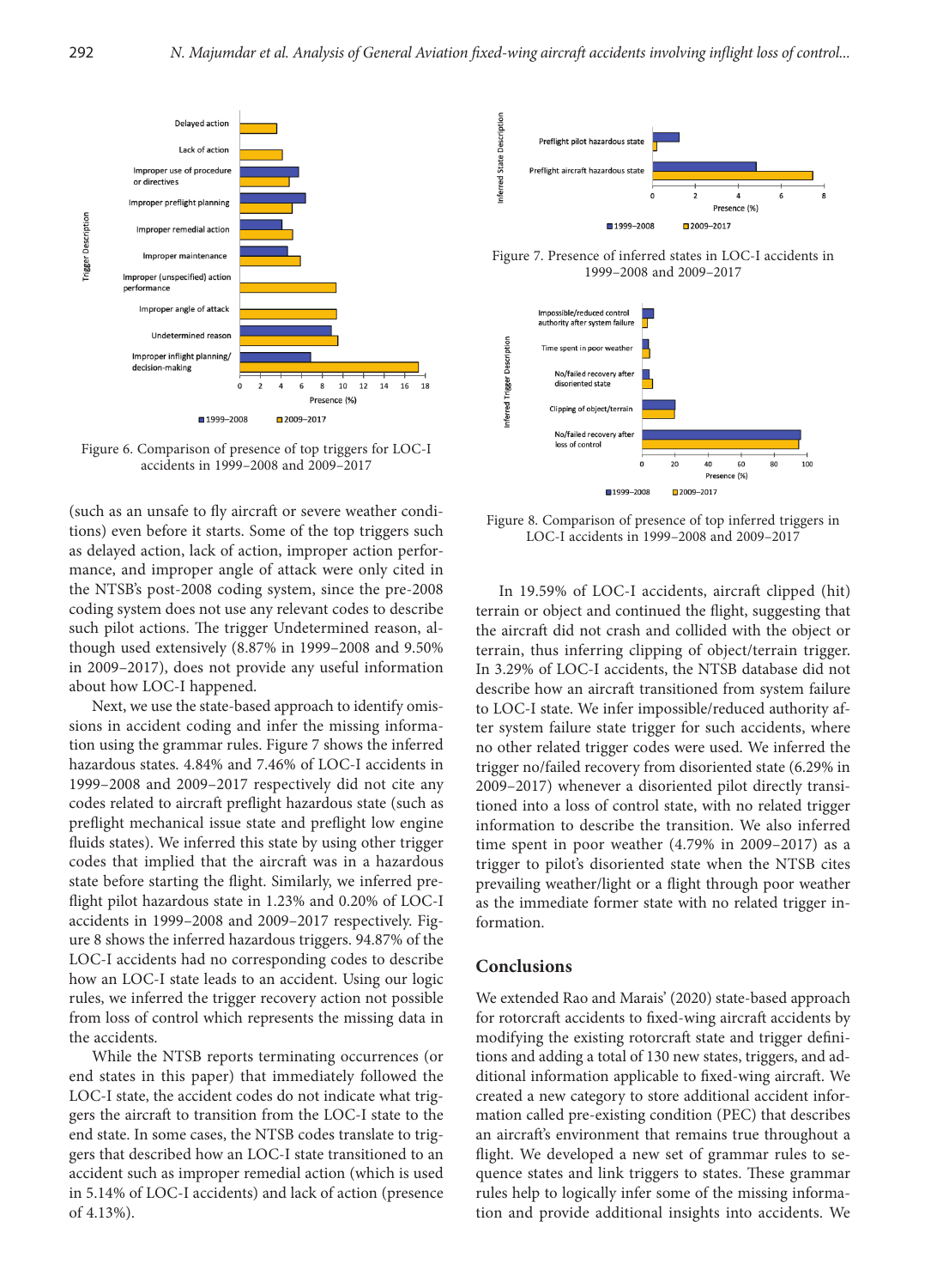Figure 6. Comparison of presence of top triggers for LOC-I accidents in 1999–2008 and 2009–2017

(such as an unsafe to fly aircraft or severe weather conditions) even before it starts. Some of the top triggers such as delayed action, lack of action, improper action performance, and improper angle of attack were only cited in the NTSB's post-2008 coding system, since the pre-2008 coding system does not use any relevant codes to describe such pilot actions. The trigger Undetermined reason, although used extensively (8.87% in 1999–2008 and 9.50% in 2009–2017), does not provide any useful information about how LOC-I happened.

Next, we use the state-based approach to identify omissions in accident coding and infer the missing information using the grammar rules. Figure 7 shows the inferred hazardous states. 4.84% and 7.46% of LOC-I accidents in 1999–2008 and 2009–2017 respectively did not cite any codes related to aircraft preflight hazardous state (such as preflight mechanical issue state and preflight low engine fluids states). We inferred this state by using other trigger codes that implied that the aircraft was in a hazardous state before starting the flight. Similarly, we inferred preflight pilot hazardous state in 1.23% and 0.20% of LOC-I accidents in 1999–2008 and 2009–2017 respectively. Figure 8 shows the inferred hazardous triggers. 94.87% of the LOC-I accidents had no corresponding codes to describe how an LOC-I state leads to an accident. Using our logic rules, we inferred the trigger recovery action not possible from loss of control which represents the missing data in the accidents.

While the NTSB reports terminating occurrences (or end states in this paper) that immediately followed the LOC-I state, the accident codes do not indicate what triggers the aircraft to transition from the LOC-I state to the end state. In some cases, the NTSB codes translate to triggers that described how an LOC-I state transitioned to an accident such as improper remedial action (which is used in 5.14% of LOC-I accidents) and lack of action (presence of 4.13%).

Figure 7. Presence of inferred states in LOC-I accidents in 1999–2008 and 2009–2017

Figure 8. Comparison of presence of top inferred triggers in LOC-I accidents in 1999–2008 and 2009–2017

In 19.59% of LOC-I accidents, aircraft clipped (hit) terrain or object and continued the flight, suggesting that the aircraft did not crash and collided with the object or terrain, thus inferring clipping of object/terrain trigger. In 3.29% of LOC-I accidents, the NTSB database did not describe how an aircraft transitioned from system failure to LOC-I state. We infer impossible/reduced authority after system failure state trigger for such accidents, where no other related trigger codes were used. We inferred the trigger no/failed recovery from disoriented state (6.29% in 2009–2017) whenever a disoriented pilot directly transitioned into a loss of control state, with no related trigger information to describe the transition. We also inferred time spent in poor weather (4.79% in 2009–2017) as a trigger to pilot's disoriented state when the NTSB cites prevailing weather/light or a flight through poor weather as the immediate former state with no related trigger information.

## Conclusions

We extended Rao and Marais' (2020) state-based approach for rotorcraft accidents to fixed-wing aircraft accidents by modifying the existing rotorcraft state and trigger definitions and adding a total of 130 new states, triggers, and additional information applicable to fixed-wing aircraft. We created a new category to store additional accident information called pre-existing condition (PEC) that describes an aircraft's environment that remains true throughout a flight. We developed a new set of grammar rules to sequence states and link triggers to states. These grammar rules help to logically infer some of the missing information and provide additional insights into accidents. We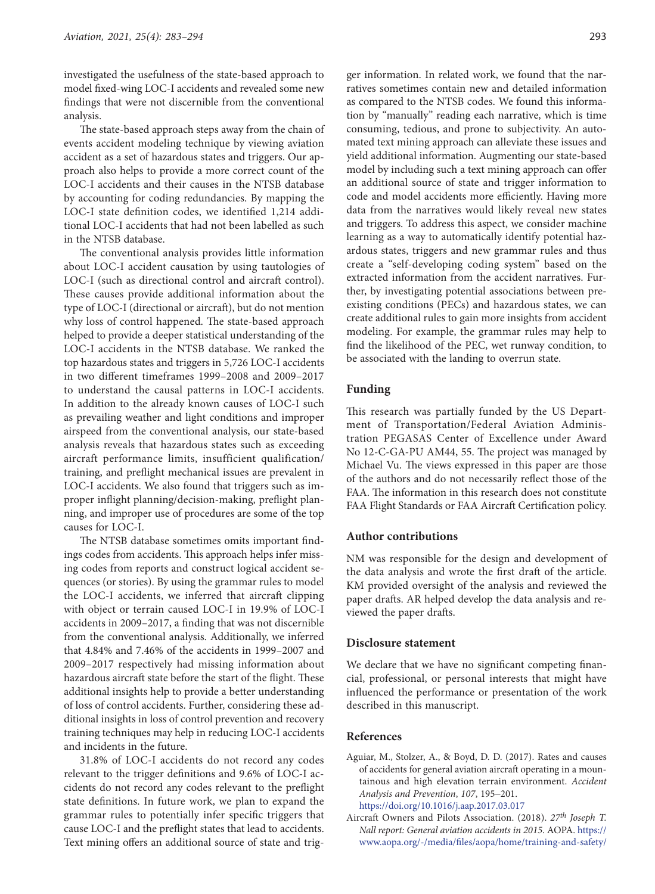investigated the usefulness of the state-based approach to model fixed-wing LOC-I accidents and revealed some new findings that were not discernible from the conventional analysis.

The state-based approach steps away from the chain of events accident modeling technique by viewing aviation accident as a set of hazardous states and triggers. Our approach also helps to provide a more correct count of the LOC-I accidents and their causes in the NTSB database by accounting for coding redundancies. By mapping the LOC-I state definition codes, we identified 1,214 additional LOC-I accidents that had not been labelled as such in the NTSB database.

The conventional analysis provides little information about LOC-I accident causation by using tautologies of LOC-I (such as directional control and aircraft control). These causes provide additional information about the type of LOC-I (directional or aircraft), but do not mention why loss of control happened. The state-based approach helped to provide a deeper statistical understanding of the LOC-I accidents in the NTSB database. We ranked the top hazardous states and triggers in 5,726 LOC-I accidents in two different timeframes 1999–2008 and 2009–2017 to understand the causal patterns in LOC-I accidents. In addition to the already known causes of LOC-I such as prevailing weather and light conditions and improper airspeed from the conventional analysis, our state-based analysis reveals that hazardous states such as exceeding aircraft performance limits, insufficient qualification/training, and preflight mechanical issues are prevalent in LOC-I accidents. We also found that triggers such as improper inflight planning/decision-making, preflight planning, and improper use of procedures are some of the top causes for LOC-I.

The NTSB database sometimes omits important findings codes from accidents. This approach helps infer missing codes from reports and construct logical accident sequences (or stories). By using the grammar rules to model the LOC-I accidents, we inferred that aircraft clipping with object or terrain caused LOC-I in 19.9% of LOC-I accidents in 2009–2017, a finding that was not discernible from the conventional analysis. Additionally, we inferred that 4.84% and 7.46% of the accidents in 1999–2007 and 2009–2017 respectively had missing information about hazardous aircraft state before the start of the flight. These additional insights help to provide a better understanding of loss of control accidents. Further, considering these additional insights in loss of control prevention and recovery training techniques may help in reducing LOC-I accidents and incidents in the future.

31.8% of LOC-I accidents do not record any codes relevant to the trigger definitions and 9.6% of LOC-I accidents do not record any codes relevant to the preflight state definitions. In future work, we plan to expand the grammar rules to potentially infer specific triggers that cause LOC-I and the preflight states that lead to accidents. Text mining offers an additional source of state and trigger information. In related work, we found that the narratives sometimes contain new and detailed information as compared to the NTSB codes. We found this information by "manually" reading each narrative, which is time consuming, tedious, and prone to subjectivity. An automated text mining approach can alleviate these issues and yield additional information. Augmenting our state-based model by including such a text mining approach can offer an additional source of state and trigger information to code and model accidents more efficiently. Having more data from the narratives would likely reveal new states and triggers. To address this aspect, we consider machine learning as a way to automatically identify potential hazardous states, triggers and new grammar rules and thus create a "self-developing coding system" based on the extracted information from the accident narratives. Further, by investigating potential associations between preexisting conditions (PECs) and hazardous states, we can create additional rules to gain more insights from accident modeling. For example, the grammar rules may help to find the likelihood of the PEC, wet runway condition, to be associated with the landing to overrun state.

## Funding

This research was partially funded by the US Department of Transportation/Federal Aviation Administration PEGASAS Center of Excellence under Award No 12-C-GA-PU AM44, 55. The project was managed by Michael Vu. The views expressed in this paper are those of the authors and do not necessarily reflect those of the FAA. The information in this research does not constitute FAA Flight Standards or FAA Aircraft Certification policy.

## Author contributions

NM was responsible for the design and development of the data analysis and wrote the first draft of the article. KM provided oversight of the analysis and reviewed the paper drafts. AR helped develop the data analysis and reviewed the paper drafts.

## Disclosure statement

We declare that we have no significant competing financial, professional, or personal interests that might have influenced the performance or presentation of the work described in this manuscript.

## References

Aguiar, M., Stolzer, A., & Boyd, D. D. (2017). Rates and causes of accidents for general aviation aircraft operating in a mountainous and high elevation terrain environment. *Accident Analysis and Prevention*, *107*, 195–201. https://doi.org/10.1016/j.aap.2017.03.017

Aircraft Owners and Pilots Association. (2018). *27th Joseph T. Nall report: General aviation accidents in 2015*. AOPA. https://www.aopa.org/-/media/files/aopa/home/training-and-safety/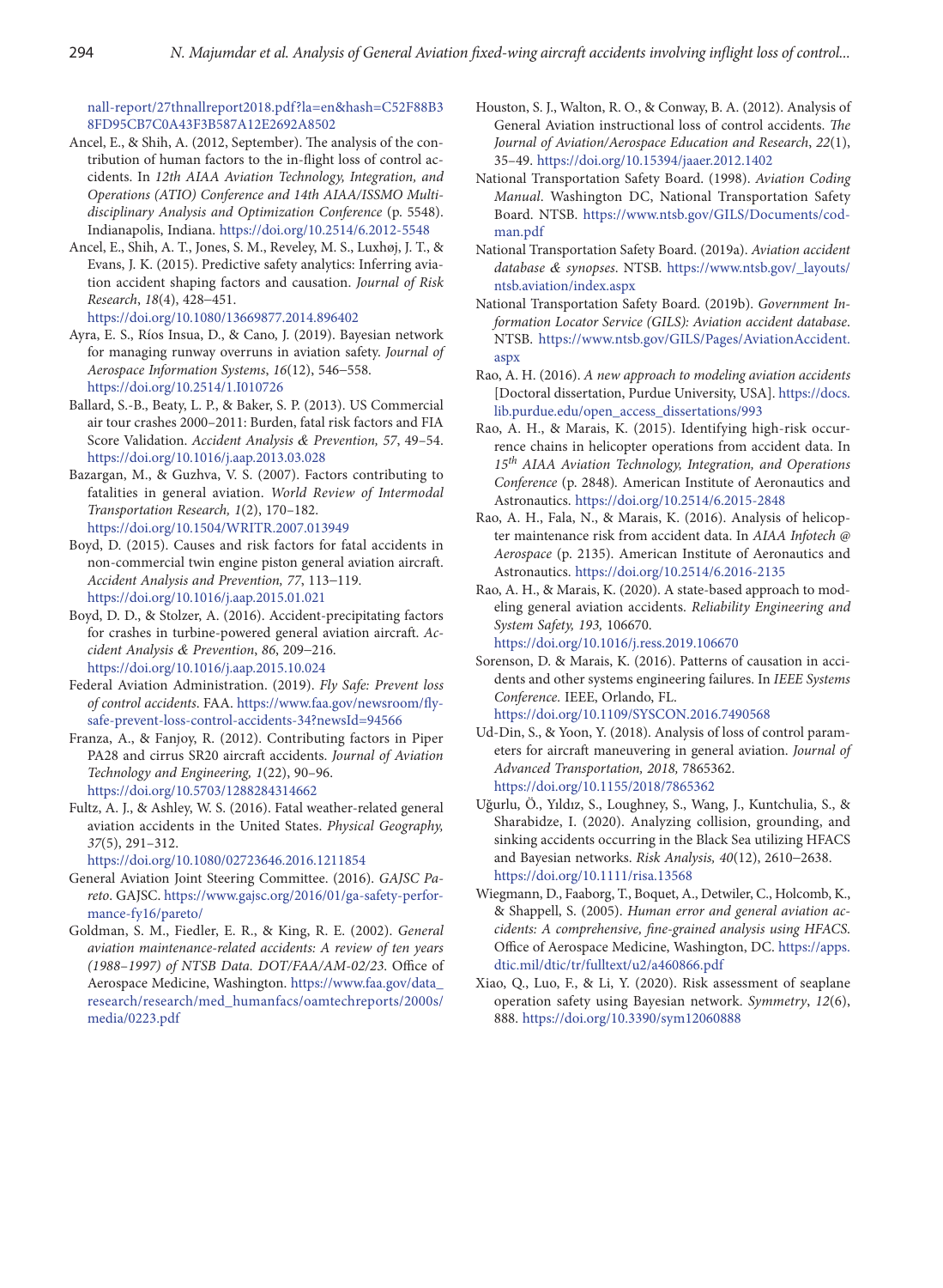nall-report/27thnallreport2018.pdf?la=en&hash=C52F88B38FD95CB7C0A43F3B587A12E2692A8502

Ancel, E., & Shih, A. (2012, September). The analysis of the contribution of human factors to the in-flight loss of control accidents. In *12th AIAA Aviation Technology, Integration, and Operations (ATIO) Conference and 14th AIAA/ISSMO Multidisciplinary Analysis and Optimization Conference* (p. 5548). Indianapolis, Indiana. https://doi.org/10.2514/6.2012-5548

Ancel, E., Shih, A. T., Jones, S. M., Reveley, M. S., Luxhøj, J. T., & Evans, J. K. (2015). Predictive safety analytics: Inferring aviation accident shaping factors and causation. *Journal of Risk Research*, *18*(4), 428–451. https://doi.org/10.1080/13669877.2014.896402

Ayra, E. S., Ríos Insua, D., & Cano, J. (2019). Bayesian network for managing runway overruns in aviation safety. *Journal of Aerospace Information Systems*, *16*(12), 546–558. https://doi.org/10.2514/1.I010726

Ballard, S.-B., Beaty, L. P., & Baker, S. P. (2013). US Commercial air tour crashes 2000–2011: Burden, fatal risk factors and FIA Score Validation. *Accident Analysis & Prevention, 57*, 49–54. https://doi.org/10.1016/j.aap.2013.03.028

Bazargan, M., & Guzhva, V. S. (2007). Factors contributing to fatalities in general aviation. *World Review of Intermodal Transportation Research, 1*(2), 170–182. https://doi.org/10.1504/WRITR.2007.013949

Boyd, D. (2015). Causes and risk factors for fatal accidents in non-commercial twin engine piston general aviation aircraft. *Accident Analysis and Prevention, 77*, 113–119. https://doi.org/10.1016/j.aap.2015.01.021

Boyd, D. D., & Stolzer, A. (2016). Accident-precipitating factors for crashes in turbine-powered general aviation aircraft. *Accident Analysis & Prevention*, *86*, 209–216. https://doi.org/10.1016/j.aap.2015.10.024

Federal Aviation Administration. (2019). *Fly Safe: Prevent loss of control accidents*. FAA. https://www.faa.gov/newsroom/fly-safe-prevent-loss-control-accidents-34?newsId=94566

Franza, A., & Fanjoy, R. (2012). Contributing factors in Piper PA28 and cirrus SR20 aircraft accidents. *Journal of Aviation Technology and Engineering, 1*(22), 90–96. https://doi.org/10.5703/1288284314662

Fultz, A. J., & Ashley, W. S. (2016). Fatal weather-related general aviation accidents in the United States. *Physical Geography, 37*(5), 291–312. https://doi.org/10.1080/02723646.2016.1211854

General Aviation Joint Steering Committee. (2016). *GAJSC Pareto*. GAJSC. https://www.gajsc.org/2016/01/ga-safety-performance-fy16/pareto/

Goldman, S. M., Fiedler, E. R., & King, R. E. (2002). *General aviation maintenance-related accidents: A review of ten years (1988–1997) of NTSB Data. DOT/FAA/AM-02/23*. Office of Aerospace Medicine, Washington. https://www.faa.gov/data_research/research/med_humanfacs/oamtechreports/2000s/media/0223.pdf

Houston, S. J., Walton, R. O., & Conway, B. A. (2012). Analysis of General Aviation instructional loss of control accidents. *The Journal of Aviation/Aerospace Education and Research*, *22*(1), 35–49. https://doi.org/10.15394/jaaer.2012.1402

National Transportation Safety Board. (1998). *Aviation Coding Manual*. Washington DC, National Transportation Safety Board. NTSB. https://www.ntsb.gov/GILS/Documents/codman.pdf

National Transportation Safety Board. (2019a). *Aviation accident database & synopses*. NTSB. https://www.ntsb.gov/_layouts/ntsb.aviation/index.aspx

National Transportation Safety Board. (2019b). *Government Information Locator Service (GILS): Aviation accident database*. NTSB. https://www.ntsb.gov/GILS/Pages/AviationAccident.aspx

Rao, A. H. (2016). *A new approach to modeling aviation accidents* [Doctoral dissertation, Purdue University, USA]. https://docs.lib.purdue.edu/open_access_dissertations/993

Rao, A. H., & Marais, K. (2015). Identifying high-risk occurrence chains in helicopter operations from accident data. In *15th AIAA Aviation Technology, Integration, and Operations Conference* (p. 2848). American Institute of Aeronautics and Astronautics. https://doi.org/10.2514/6.2015-2848

Rao, A. H., Fala, N., & Marais, K. (2016). Analysis of helicopter maintenance risk from accident data. In *AIAA Infotech @ Aerospace* (p. 2135). American Institute of Aeronautics and Astronautics. https://doi.org/10.2514/6.2016-2135

Rao, A. H., & Marais, K. (2020). A state-based approach to modeling general aviation accidents. *Reliability Engineering and System Safety, 193,* 106670. https://doi.org/10.1016/j.ress.2019.106670

Sorenson, D. & Marais, K. (2016). Patterns of causation in accidents and other systems engineering failures. In *IEEE Systems Conference.* IEEE, Orlando, FL. https://doi.org/10.1109/SYSCON.2016.7490568

Ud-Din, S., & Yoon, Y. (2018). Analysis of loss of control parameters for aircraft maneuvering in general aviation. *Journal of Advanced Transportation, 2018,* 7865362. https://doi.org/10.1155/2018/7865362

Uğurlu, Ö., Yıldız, S., Loughney, S., Wang, J., Kuntchulia, S., & Sharabidze, I. (2020). Analyzing collision, grounding, and sinking accidents occurring in the Black Sea utilizing HFACS and Bayesian networks. *Risk Analysis, 40*(12), 2610–2638. https://doi.org/10.1111/risa.13568

Wiegmann, D., Faaborg, T., Boquet, A., Detwiler, C., Holcomb, K., & Shappell, S. (2005). *Human error and general aviation accidents: A comprehensive, fine-grained analysis using HFACS.* Office of Aerospace Medicine, Washington, DC. https://apps.dtic.mil/dtic/tr/fulltext/u2/a460866.pdf

Xiao, Q., Luo, F., & Li, Y. (2020). Risk assessment of seaplane operation safety using Bayesian network. *Symmetry*, *12*(6), 888. https://doi.org/10.3390/sym12060888